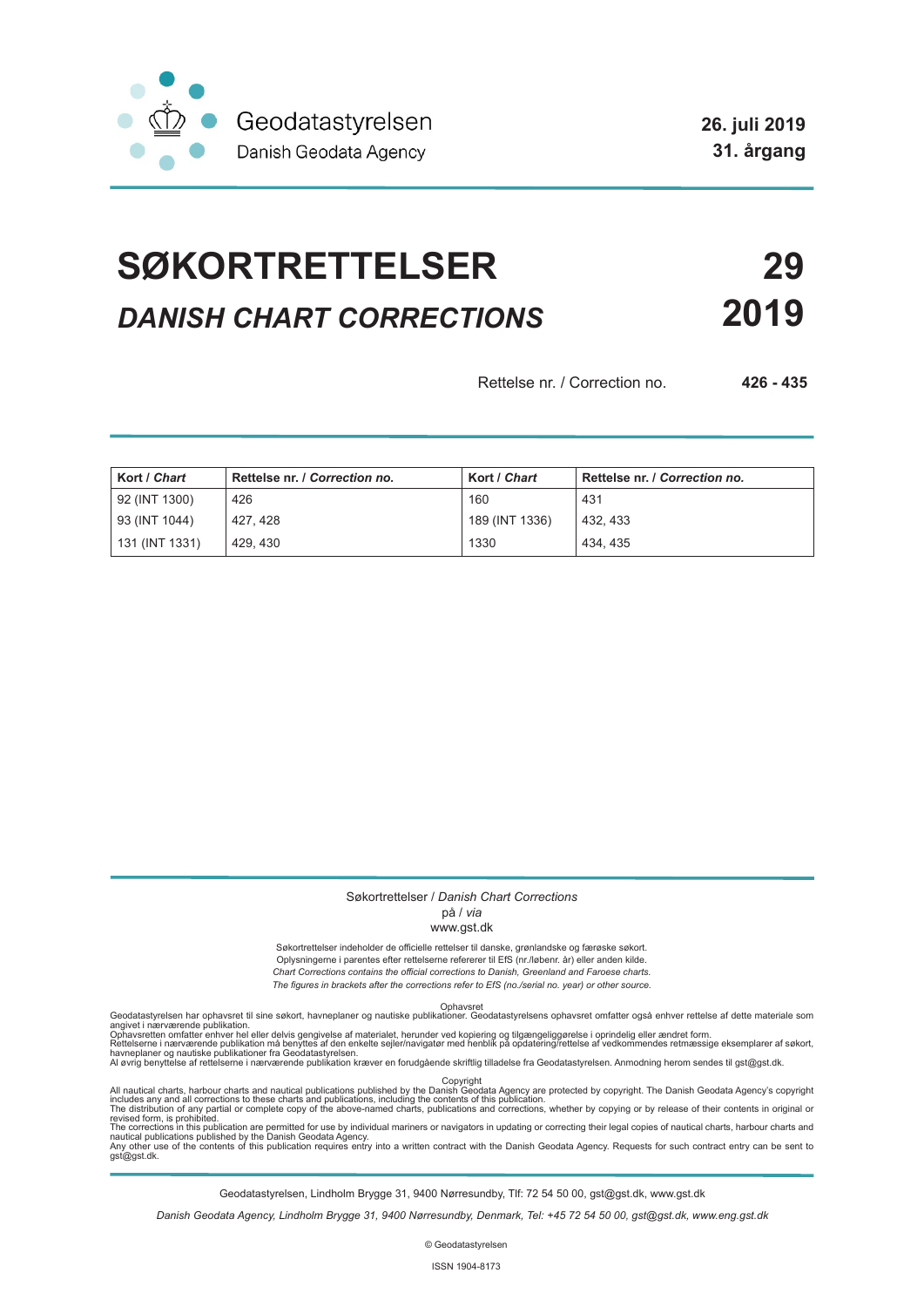Geodatastyrelsen
Danish Geodata Agency

**26. juli 2019**
**31. årgang**

# SØKORTRETTELSER **29**

## *DANISH CHART CORRECTIONS* **2019**

Rettelse nr. / Correction no. **426 - 435**

| Kort / *Chart* | Rettelse nr. / *Correction no.* | Kort / *Chart* | Rettelse nr. / *Correction no.* |
|---|---|---|---|
| 92 (INT 1300) | 426 | 160 | 431 |
| 93 (INT 1044) | 427, 428 | 189 (INT 1336) | 432, 433 |
| 131 (INT 1331) | 429, 430 | 1330 | 434, 435 |

Søkortrettelser / *Danish Chart Corrections*
på / *via*
www.gst.dk

Søkortrettelser indeholder de officielle rettelser til danske, grønlandske og færøske søkort.
Oplysningerne i parentes efter rettelserne refererer til EfS (nr./løbenr. år) eller anden kilde.
*Chart Corrections contains the official corrections to Danish, Greenland and Faroese charts.*
*The figures in brackets after the corrections refer to EfS (no./serial no. year) or other source.*

Ophavsret

Geodatastyrelsen har ophavsret til sine søkort, havneplaner og nautiske publikationer. Geodatastyrelsens ophavsret omfatter også enhver rettelse af dette materiale som angivet i nærværende publikation.
Ophavsretten omfatter enhver hel eller delvis gengivelse af materialet, herunder ved kopiering og tilgængeliggørelse i oprindelig eller ændret form.
Rettelserne i nærværende publikation må benyttes af den enkelte sejler/navigatør med henblik på opdatering/rettelse af vedkommendes retmæssige eksemplarer af søkort, havneplaner og nautiske publikationer fra Geodatastyrelsen.
Al øvrig benyttelse af rettelserne i nærværende publikation kræver en forudgående skriftlig tilladelse fra Geodatastyrelsen. Anmodning herom sendes til gst@gst.dk.

Copyright

All nautical charts, harbour charts and nautical publications published by the Danish Geodata Agency are protected by copyright. The Danish Geodata Agency's copyright includes any and all corrections to these charts and publications, including the contents of this publication.
The distribution of any partial or complete copy of the above-named charts, publications and corrections, whether by copying or by release of their contents in original or revised form, is prohibited.
The corrections in this publication are permitted for use by individual mariners or navigators in updating or correcting their legal copies of nautical charts, harbour charts and nautical publications published by the Danish Geodata Agency.
Any other use of the contents of this publication requires entry into a written contract with the Danish Geodata Agency. Requests for such contract entry can be sent to gst@gst.dk.

Geodatastyrelsen, Lindholm Brygge 31, 9400 Nørresundby, Tlf: 72 54 50 00, gst@gst.dk, www.gst.dk

*Danish Geodata Agency, Lindholm Brygge 31, 9400 Nørresundby, Denmark, Tel: +45 72 54 50 00, gst@gst.dk, www.eng.gst.dk*

© Geodatastyrelsen

ISSN 1904-8173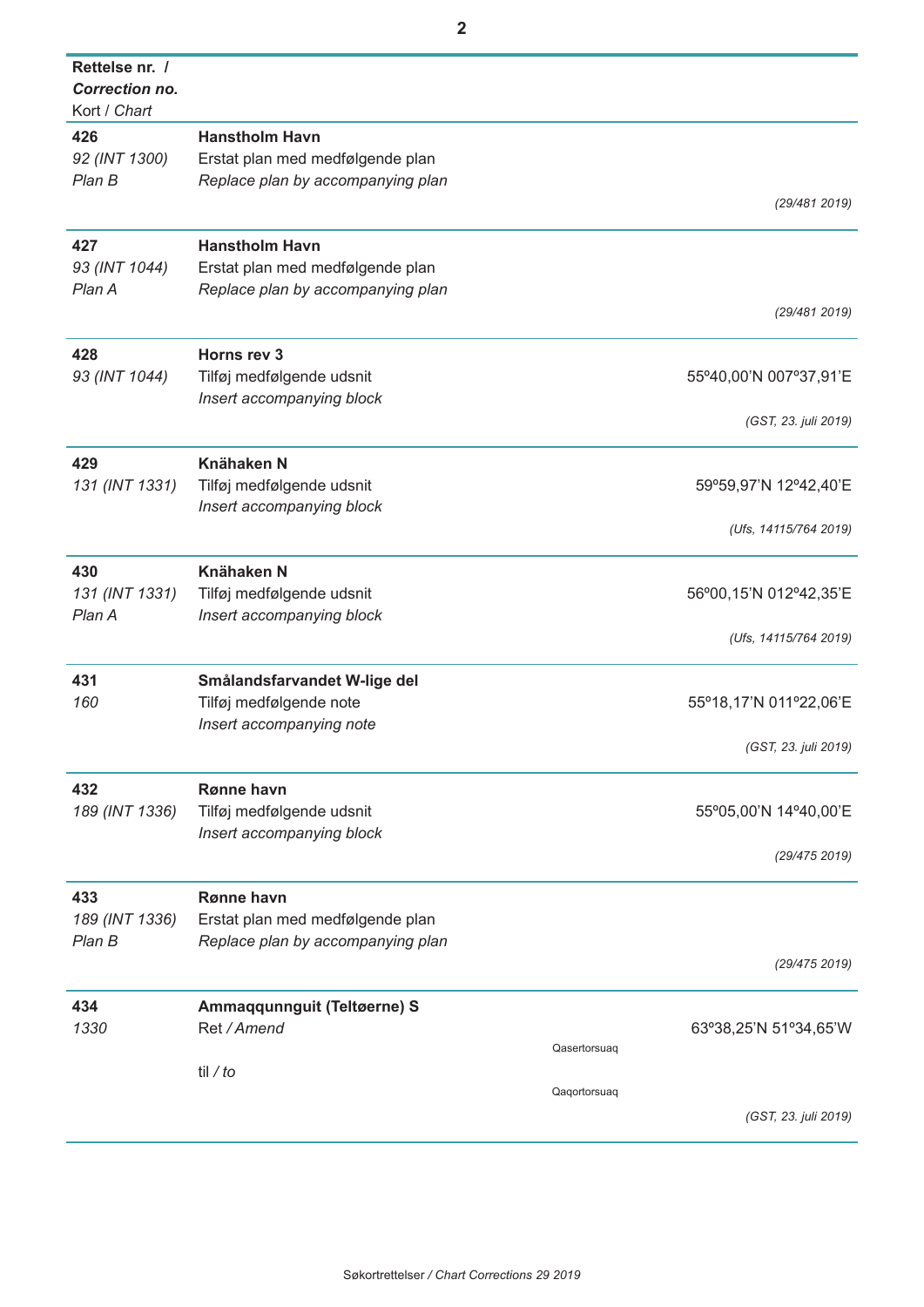| Rettelse nr. / ***Correction no.*** Kort / *Chart* | | | |
|---|---|---|---|
| **426** *92 (INT 1300)* *Plan B* | **Hanstholm Havn** Erstat plan med medfølgende plan *Replace plan by accompanying plan* | | *(29/481 2019)* |
| **427** *93 (INT 1044)* *Plan A* | **Hanstholm Havn** Erstat plan med medfølgende plan *Replace plan by accompanying plan* | | *(29/481 2019)* |
| **428** *93 (INT 1044)* | **Horns rev 3** Tilføj medfølgende udsnit *Insert accompanying block* | | 55º40,00'N 007º37,91'E *(GST, 23. juli 2019)* |
| **429** *131 (INT 1331)* | **Knähaken N** Tilføj medfølgende udsnit *Insert accompanying block* | | 59º59,97'N 12º42,40'E *(Ufs, 14115/764 2019)* |
| **430** *131 (INT 1331)* *Plan A* | **Knähaken N** Tilføj medfølgende udsnit *Insert accompanying block* | | 56º00,15'N 012º42,35'E *(Ufs, 14115/764 2019)* |
| **431** *160* | **Smålandsfarvandet W-lige del** Tilføj medfølgende note *Insert accompanying note* | | 55º18,17'N 011º22,06'E *(GST, 23. juli 2019)* |
| **432** *189 (INT 1336)* | **Rønne havn** Tilføj medfølgende udsnit *Insert accompanying block* | | 55º05,00'N 14º40,00'E *(29/475 2019)* |
| **433** *189 (INT 1336)* *Plan B* | **Rønne havn** Erstat plan med medfølgende plan *Replace plan by accompanying plan* | | *(29/475 2019)* |
| **434** *1330* | **Ammaqqunnguit (Teltøerne) S** Ret / *Amend* til / *to* | Qasertorsuaq Qaqortorsuaq | 63º38,25'N 51º34,65'W *(GST, 23. juli 2019)* |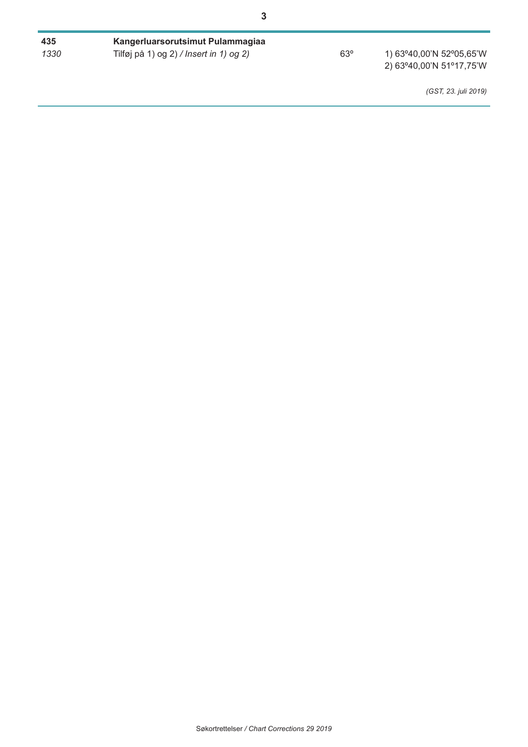**435** **Kangerluarsorutsimut Pulammagiaa**

*1330* Tilføj på 1) og 2) */ Insert in 1) og 2)* 63º 1) 63º40,00'N 52º05,65'W
2) 63º40,00'N 51º17,75'W

*(GST, 23. juli 2019)*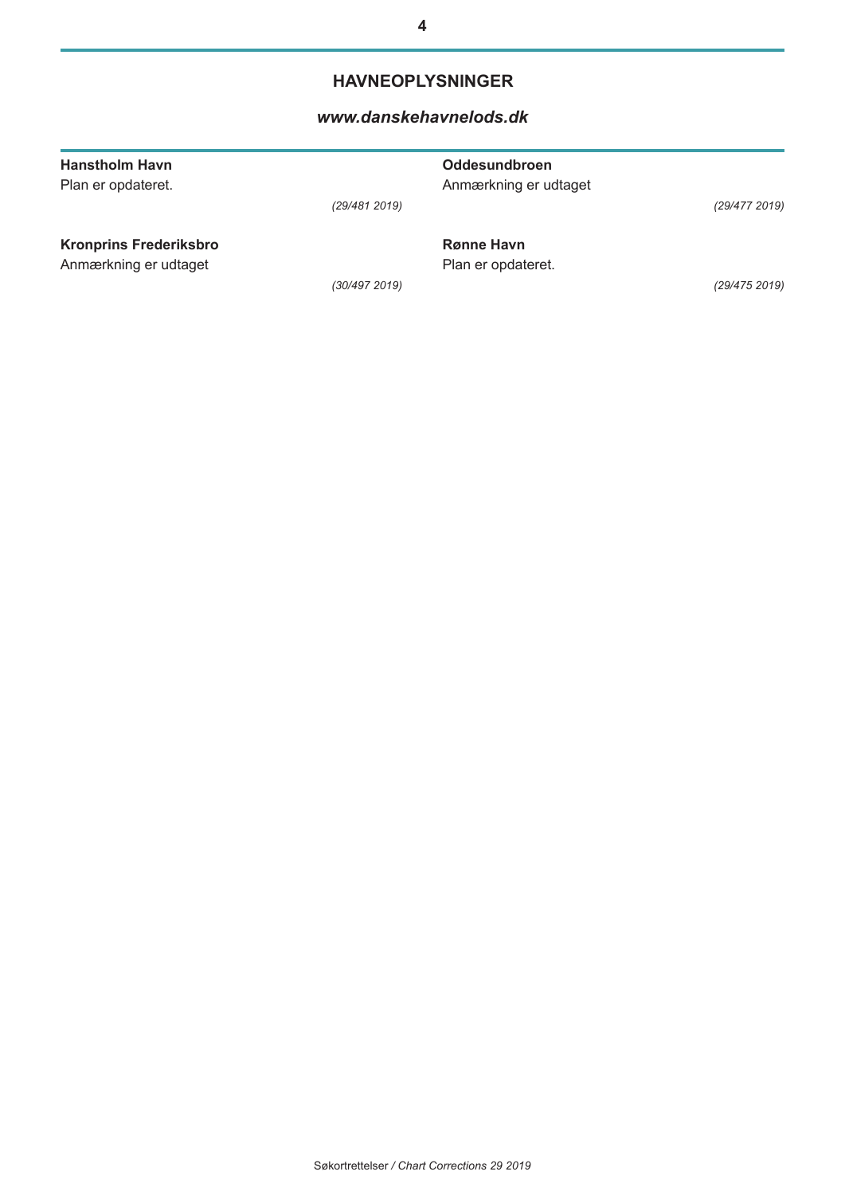## HAVNEOPLYSNINGER

### *www.danskehavnelods.dk*

**Hanstholm Havn**

Plan er opdateret.

*(29/481 2019)*

**Kronprins Frederiksbro**

Anmærkning er udtaget

*(30/497 2019)*

**Oddesundbroen**

Anmærkning er udtaget

*(29/477 2019)*

**Rønne Havn**

Plan er opdateret.

*(29/475 2019)*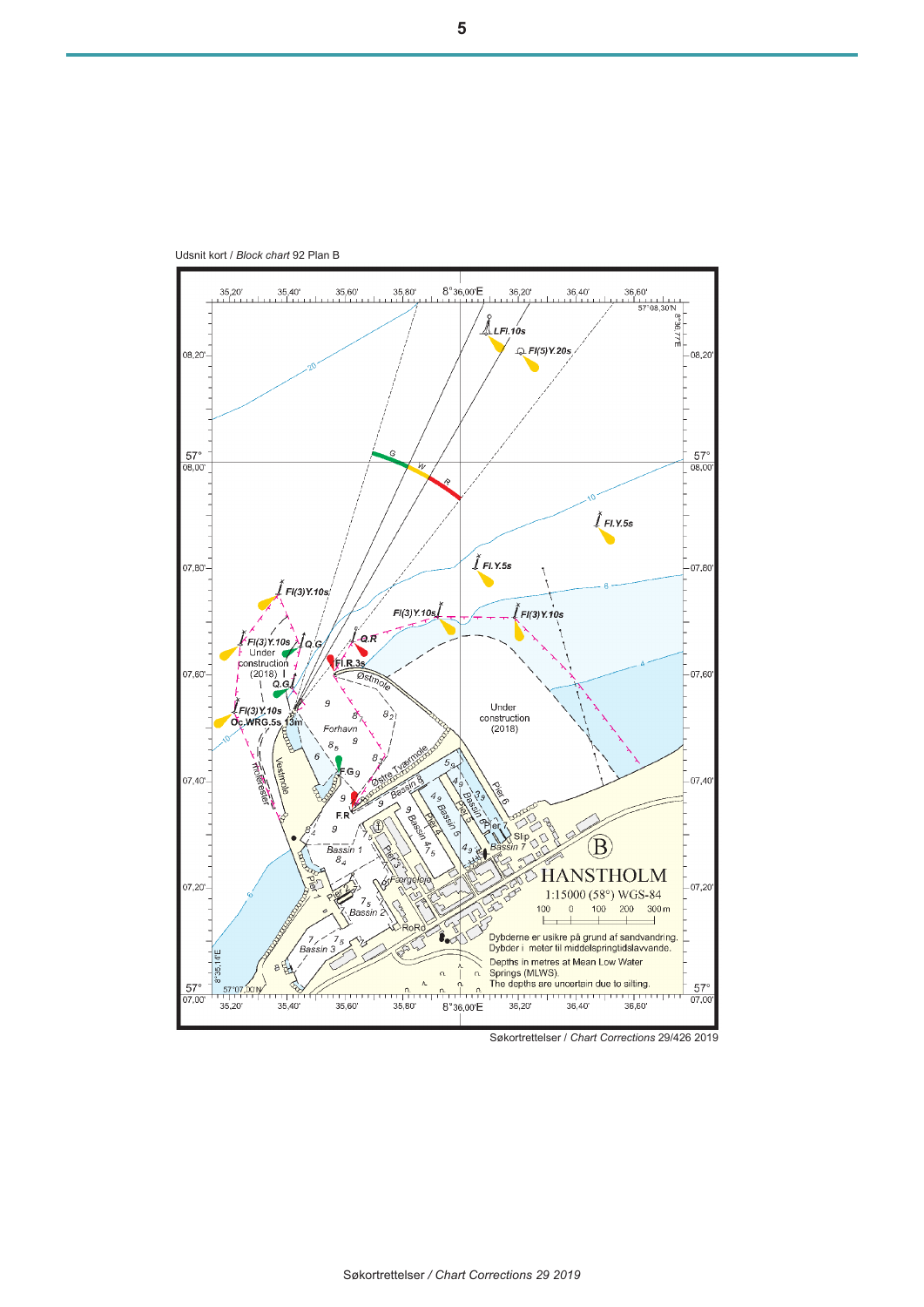Udsnit kort / *Block chart* 92 Plan B

HANSTHOLM

1:15000 (58°) WGS-84

Dybderne er usikre på grund af sandvandring.
Dybder i meter til middelspringtidslavvande.

Depths in metres at Mean Low Water Springs (MLWS).
The depths are uncertain due to silting.

Søkortrettelser / *Chart Corrections* 29/426 2019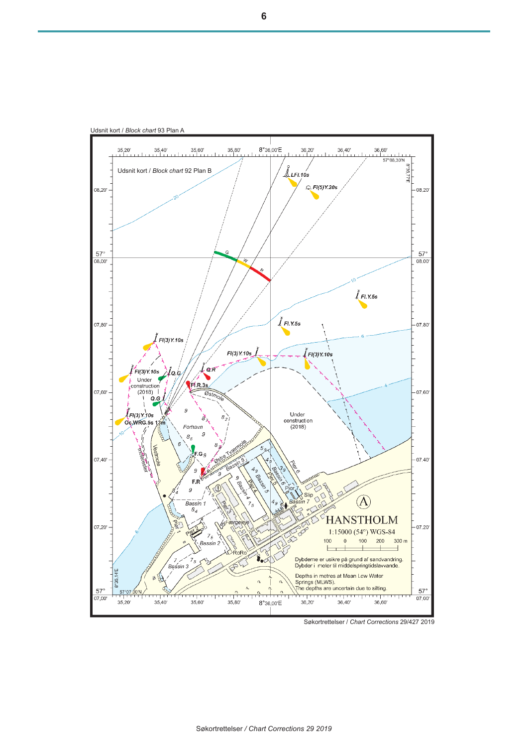Udsnit kort / *Block chart* 93 Plan A

Udsnit kort / *Block chart* 92 Plan B

HANSTHOLM

1:15000 (54°) WGS-84

Dybderne er usikre på grund af sandvandring.
Dybder i meter til middelspringtidslavvande.

Depths in metres at Mean Low Water Springs (MLWS).
The depths are uncertain due to silting.

Søkortrettelser / *Chart Corrections* 29/427 2019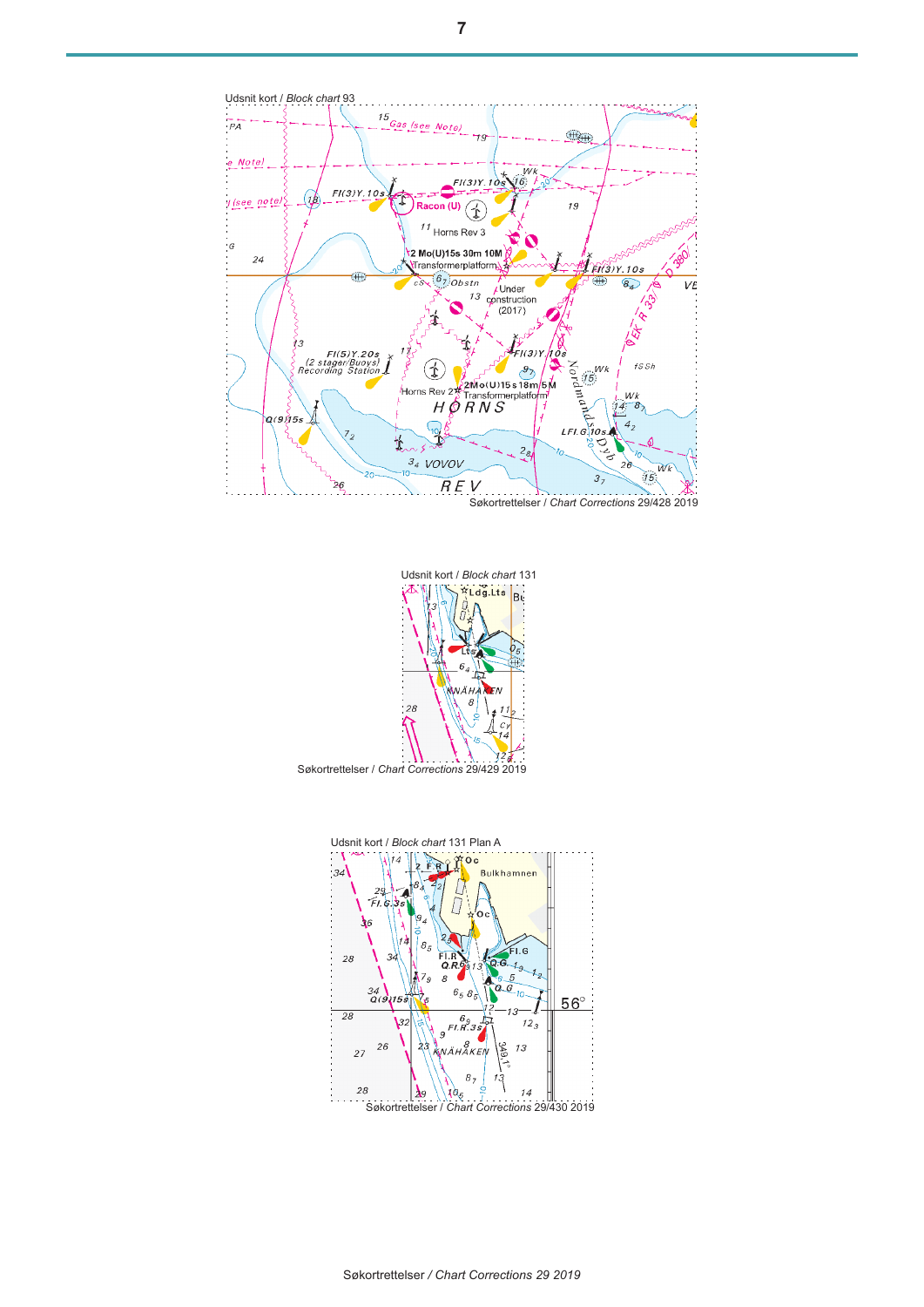Udsnit kort / *Block chart* 93

Søkortrettelser / *Chart Corrections* 29/428 2019

Udsnit kort / *Block chart* 131

Søkortrettelser / *Chart Corrections* 29/429 2019

Udsnit kort / *Block chart* 131 Plan A

Søkortrettelser / *Chart Corrections* 29/430 2019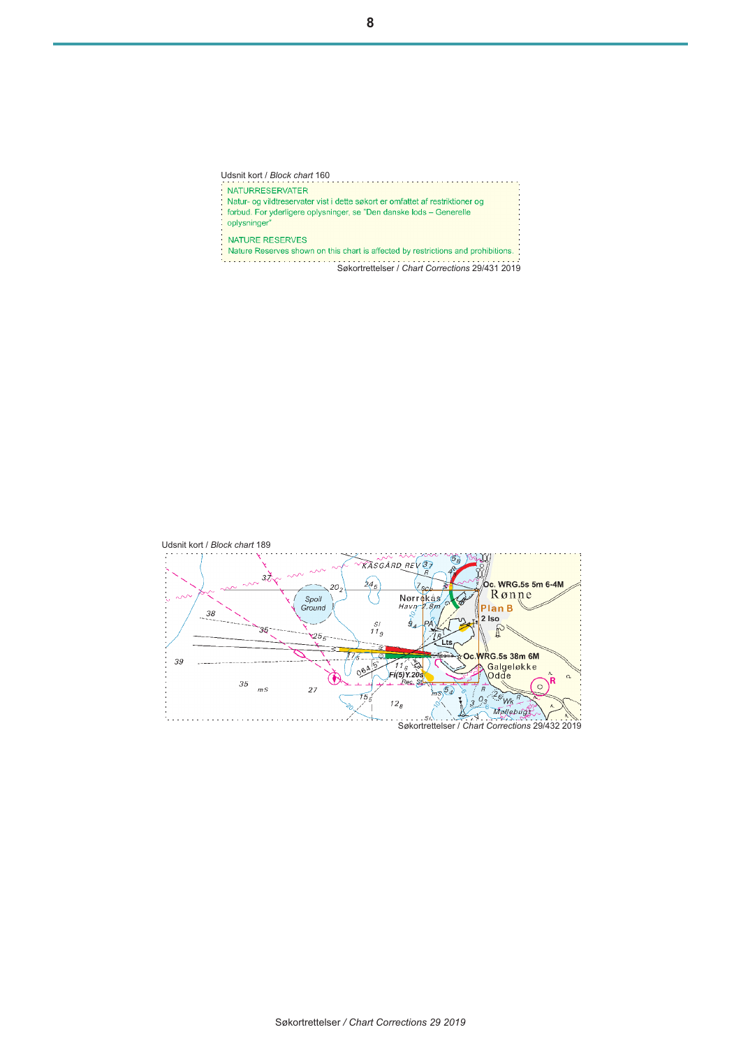Udsnit kort / *Block chart* 160

NATURRESERVATER
Natur- og vildtreservater vist i dette søkort er omfattet af restriktioner og forbud. For yderligere oplysninger, se "Den danske lods – Generelle oplysninger"

NATURE RESERVES
Nature Reserves shown on this chart is affected by restrictions and prohibitions.

Søkortrettelser / *Chart Corrections* 29/431 2019

Udsnit kort / *Block chart* 189

Søkortrettelser / *Chart Corrections* 29/432 2019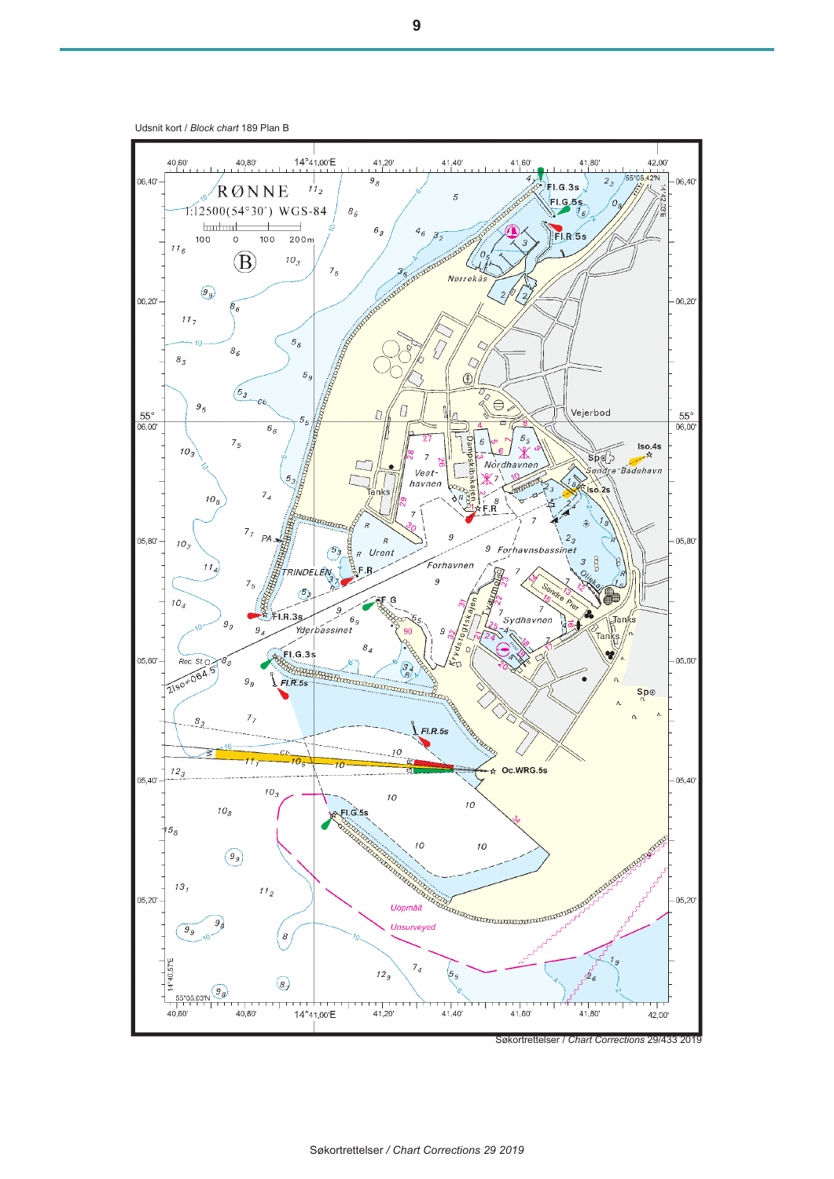Udsnit kort / *Block chart* 189 Plan B

RØNNE

1:12500(54°30′) WGS-84

Søkortrettelser / *Chart Corrections* 29/433 2019